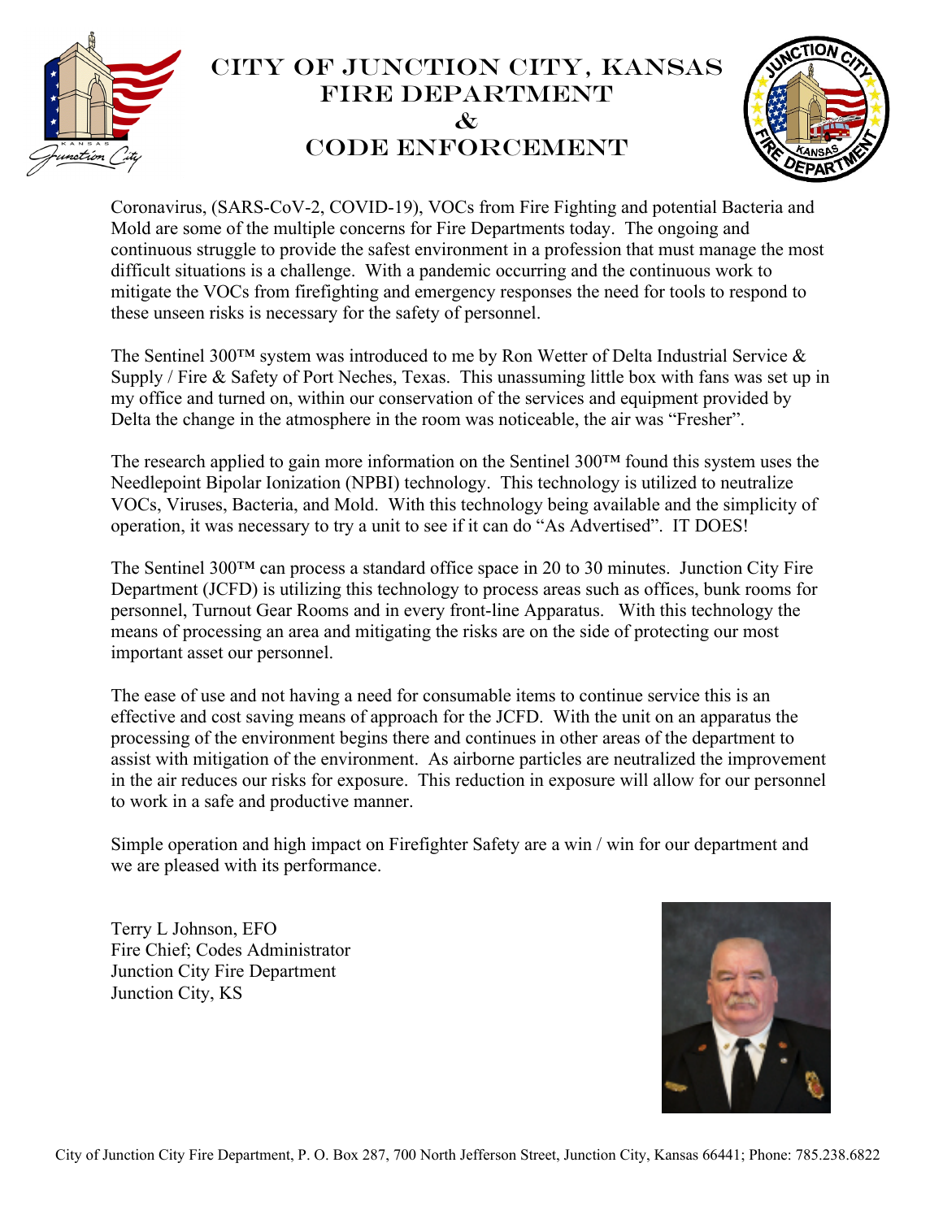# City of Junction City, Kansas
# Fire Department
# &
# Code Enforcement

Coronavirus, (SARS-CoV-2, COVID-19), VOCs from Fire Fighting and potential Bacteria and Mold are some of the multiple concerns for Fire Departments today. The ongoing and continuous struggle to provide the safest environment in a profession that must manage the most difficult situations is a challenge. With a pandemic occurring and the continuous work to mitigate the VOCs from firefighting and emergency responses the need for tools to respond to these unseen risks is necessary for the safety of personnel.

The Sentinel 300™ system was introduced to me by Ron Wetter of Delta Industrial Service & Supply / Fire & Safety of Port Neches, Texas. This unassuming little box with fans was set up in my office and turned on, within our conservation of the services and equipment provided by Delta the change in the atmosphere in the room was noticeable, the air was "Fresher".

The research applied to gain more information on the Sentinel 300™ found this system uses the Needlepoint Bipolar Ionization (NPBI) technology. This technology is utilized to neutralize VOCs, Viruses, Bacteria, and Mold. With this technology being available and the simplicity of operation, it was necessary to try a unit to see if it can do "As Advertised". IT DOES!

The Sentinel 300™ can process a standard office space in 20 to 30 minutes. Junction City Fire Department (JCFD) is utilizing this technology to process areas such as offices, bunk rooms for personnel, Turnout Gear Rooms and in every front-line Apparatus. With this technology the means of processing an area and mitigating the risks are on the side of protecting our most important asset our personnel.

The ease of use and not having a need for consumable items to continue service this is an effective and cost saving means of approach for the JCFD. With the unit on an apparatus the processing of the environment begins there and continues in other areas of the department to assist with mitigation of the environment. As airborne particles are neutralized the improvement in the air reduces our risks for exposure. This reduction in exposure will allow for our personnel to work in a safe and productive manner.

Simple operation and high impact on Firefighter Safety are a win / win for our department and we are pleased with its performance.

Terry L Johnson, EFO
Fire Chief; Codes Administrator
Junction City Fire Department
Junction City, KS

City of Junction City Fire Department, P. O. Box 287, 700 North Jefferson Street, Junction City, Kansas 66441; Phone: 785.238.6822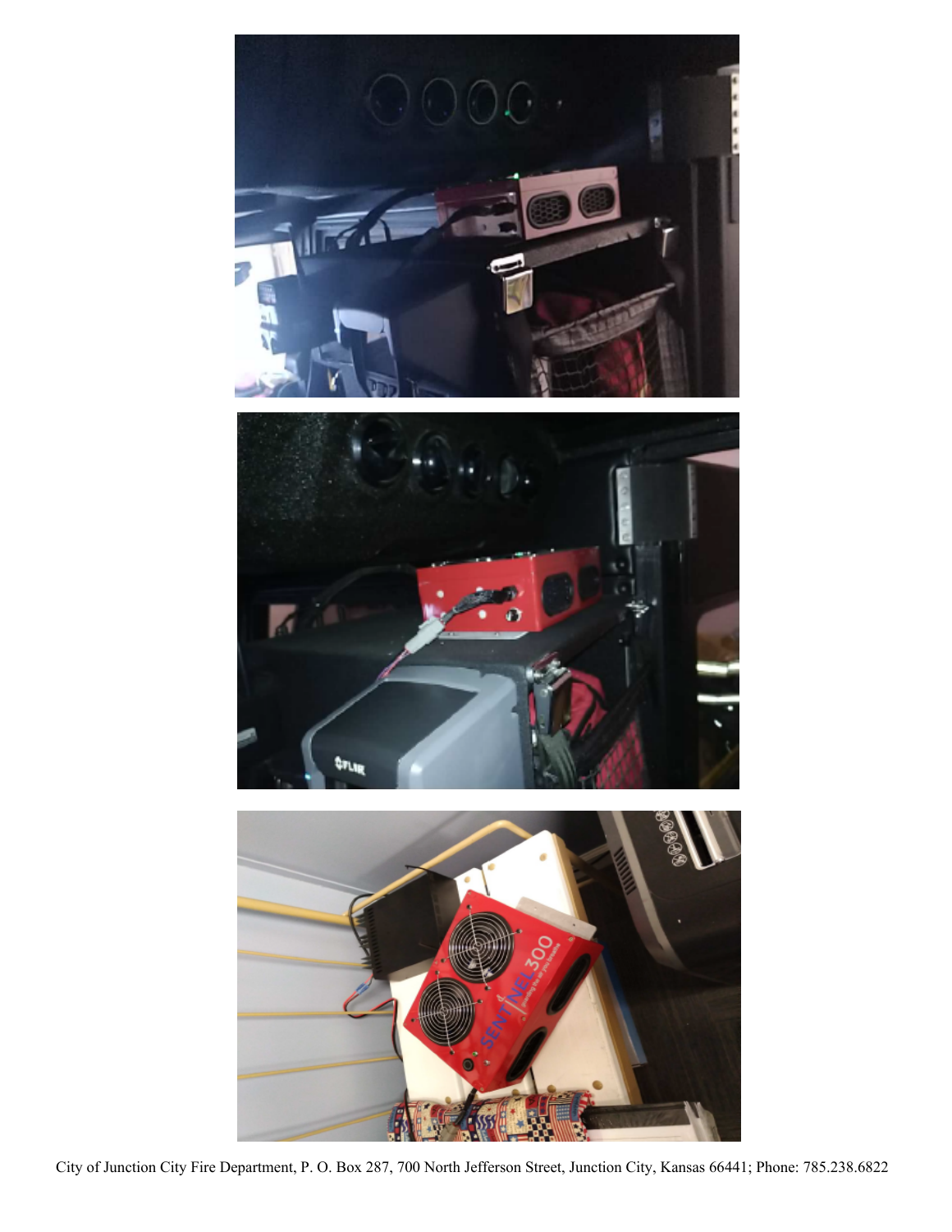City of Junction City Fire Department, P. O. Box 287, 700 North Jefferson Street, Junction City, Kansas 66441; Phone: 785.238.6822